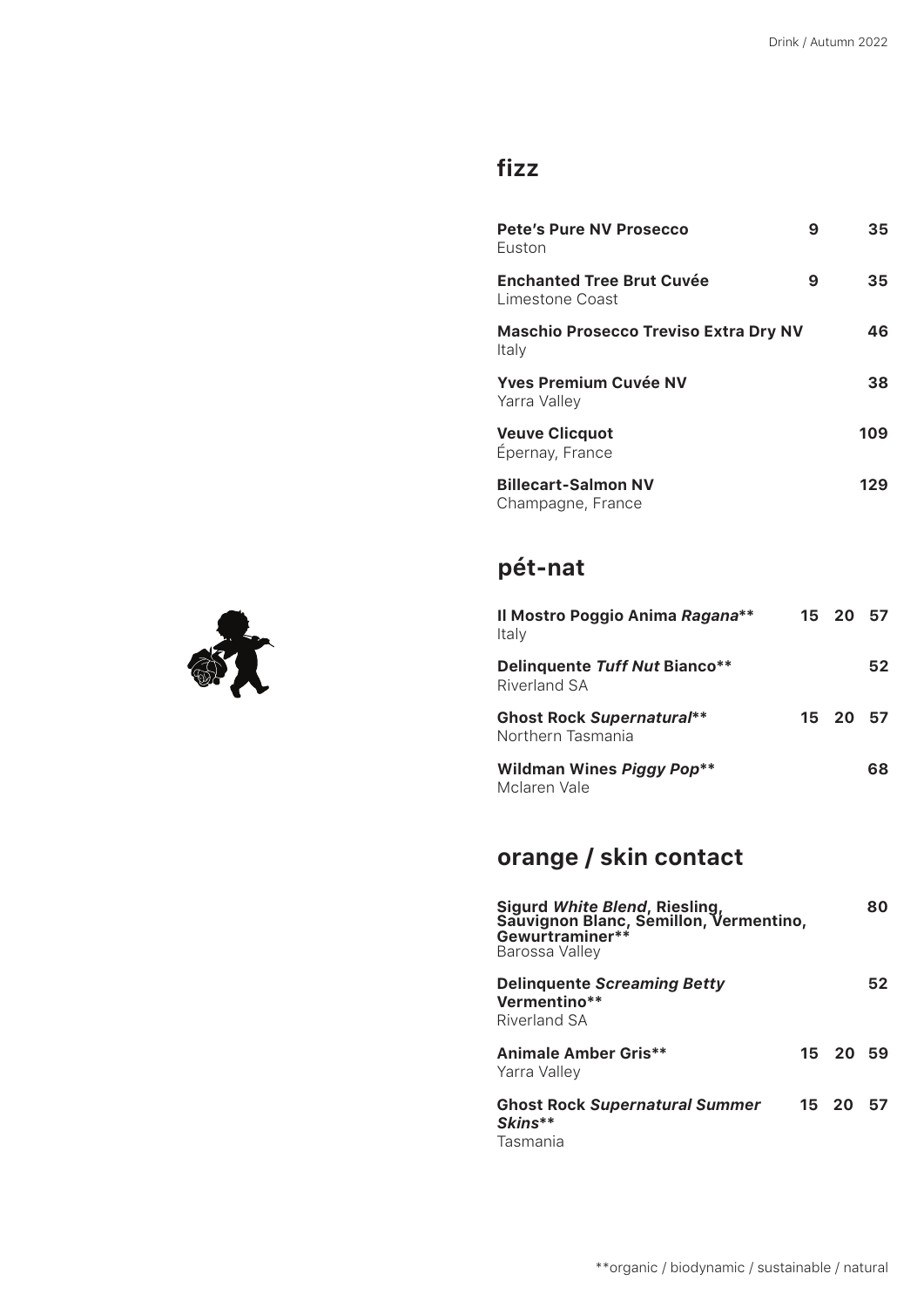## fizz

| Wine | Glass | | Bottle |
|---|---|---|---|
| **Pete's Pure NV Prosecco**<br>Euston | **9** | | **35** |
| **Enchanted Tree Brut Cuvée**<br>Limestone Coast | **9** | | **35** |
| **Maschio Prosecco Treviso Extra Dry NV**<br>Italy | | | **46** |
| **Yves Premium Cuvée NV**<br>Yarra Valley | | | **38** |
| **Veuve Clicquot**<br>Épernay, France | | | **109** |
| **Billecart-Salmon NV**<br>Champagne, France | | | **129** |

## pét-nat

| Wine | | | |
|---|---|---|---|
| **Il Mostro Poggio Anima *Ragana*****<br>Italy | **15** | **20** | **57** |
| **Delinquente *Tuff Nut* Bianco****<br>Riverland SA | | | **52** |
| **Ghost Rock *Supernatural*****<br>Northern Tasmania | **15** | **20** | **57** |
| **Wildman Wines *Piggy Pop*****<br>Mclaren Vale | | | **68** |

## orange / skin contact

| Wine | | | |
|---|---|---|---|
| **Sigurd *White Blend*, Riesling, Sauvignon Blanc, Semillon, Vermentino, Gewurtraminer****<br>Barossa Valley | | | **80** |
| **Delinquente *Screaming Betty* Vermentino****<br>Riverland SA | | | **52** |
| **Animale Amber Gris****<br>Yarra Valley | **15** | **20** | **59** |
| **Ghost Rock *Supernatural Summer Skins*****<br>Tasmania | **15** | **20** | **57** |

**organic / biodynamic / sustainable / natural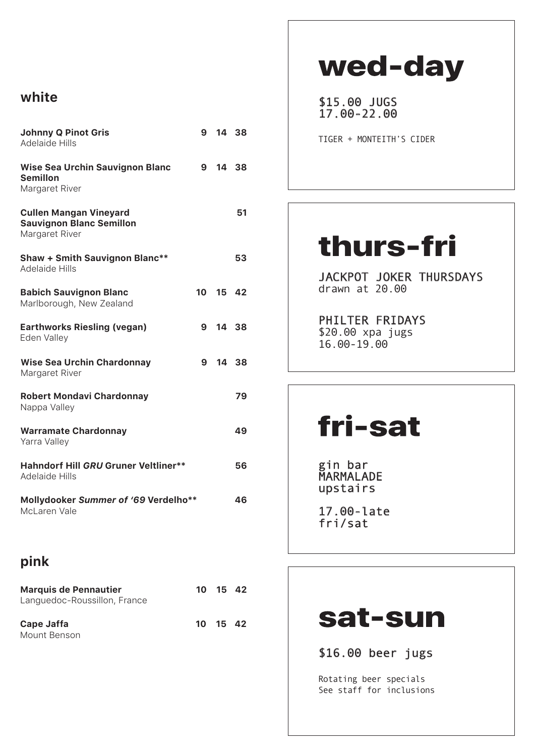## white

| Wine | | | |
|---|---|---|---|
| **Johnny Q Pinot Gris**<br>Adelaide Hills | 9 | 14 | 38 |
| **Wise Sea Urchin Sauvignon Blanc Semillon**<br>Margaret River | 9 | 14 | 38 |
| **Cullen Mangan Vineyard Sauvignon Blanc Semillon**<br>Margaret River | | | 51 |
| **Shaw + Smith Sauvignon Blanc****<br>Adelaide Hills | | | 53 |
| **Babich Sauvignon Blanc**<br>Marlborough, New Zealand | 10 | 15 | 42 |
| **Earthworks Riesling (vegan)**<br>Eden Valley | 9 | 14 | 38 |
| **Wise Sea Urchin Chardonnay**<br>Margaret River | 9 | 14 | 38 |
| **Robert Mondavi Chardonnay**<br>Nappa Valley | | | 79 |
| **Warramate Chardonnay**<br>Yarra Valley | | | 49 |
| **Hahndorf Hill *GRU* Gruner Veltliner****<br>Adelaide Hills | | | 56 |
| **Mollydooker *Summer of '69* Verdelho****<br>McLaren Vale | | | 46 |

## pink

| Wine | | | |
|---|---|---|---|
| **Marquis de Pennautier**<br>Languedoc-Roussillon, France | 10 | 15 | 42 |
| **Cape Jaffa**<br>Mount Benson | 10 | 15 | 42 |

# wed-day

$15.00 JUGS
17.00-22.00

TIGER + MONTEITH'S CIDER

# thurs-fri

JACKPOT JOKER THURSDAYS
drawn at 20.00

PHILTER FRIDAYS
$20.00 xpa jugs
16.00-19.00

# fri-sat

gin bar
MARMALADE
upstairs

17.00-late
fri/sat

# sat-sun

$16.00 beer jugs

Rotating beer specials
See staff for inclusions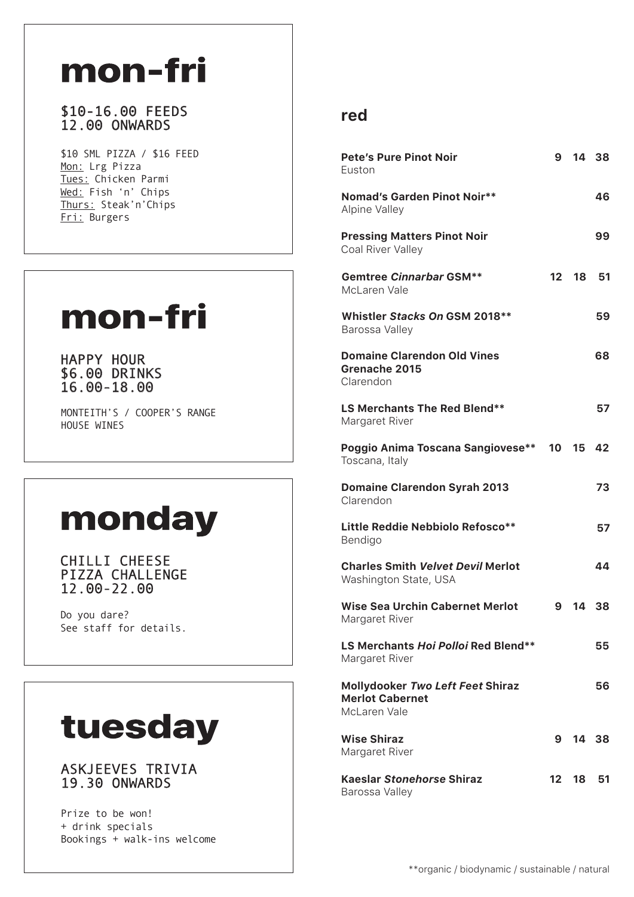# mon-fri

$10-16.00 FEEDS
12.00 ONWARDS

$10 SML PIZZA / $16 FEED
Mon: Lrg Pizza
Tues: Chicken Parmi
Wed: Fish 'n' Chips
Thurs: Steak'n'Chips
Fri: Burgers

# mon-fri

HAPPY HOUR
$6.00 DRINKS
16.00-18.00

MONTEITH'S / COOPER'S RANGE
HOUSE WINES

# monday

CHILLI CHEESE
PIZZA CHALLENGE
12.00-22.00

Do you dare?
See staff for details.

# tuesday

ASKJEEVES TRIVIA
19.30 ONWARDS

Prize to be won!
+ drink specials
Bookings + walk-ins welcome

## red

| Wine | | | |
|---|---|---|---|
| **Pete's Pure Pinot Noir**<br>Euston | 9 | 14 | 38 |
| **Nomad's Garden Pinot Noir****<br>Alpine Valley | | | 46 |
| **Pressing Matters Pinot Noir**<br>Coal River Valley | | | 99 |
| **Gemtree *Cinnarbar* GSM****<br>McLaren Vale | 12 | 18 | 51 |
| **Whistler *Stacks On* GSM 2018****<br>Barossa Valley | | | 59 |
| **Domaine Clarendon Old Vines Grenache 2015**<br>Clarendon | | | 68 |
| **LS Merchants The Red Blend****<br>Margaret River | | | 57 |
| **Poggio Anima Toscana Sangiovese****<br>Toscana, Italy | 10 | 15 | 42 |
| **Domaine Clarendon Syrah 2013**<br>Clarendon | | | 73 |
| **Little Reddie Nebbiolo Refosco****<br>Bendigo | | | 57 |
| **Charles Smith *Velvet Devil* Merlot**<br>Washington State, USA | | | 44 |
| **Wise Sea Urchin Cabernet Merlot**<br>Margaret River | 9 | 14 | 38 |
| **LS Merchants *Hoi Polloi* Red Blend****<br>Margaret River | | | 55 |
| **Mollydooker *Two Left Feet* Shiraz Merlot Cabernet**<br>McLaren Vale | | | 56 |
| **Wise Shiraz**<br>Margaret River | 9 | 14 | 38 |
| **Kaeslar *Stonehorse* Shiraz**<br>Barossa Valley | 12 | 18 | 51 |

**organic / biodynamic / sustainable / natural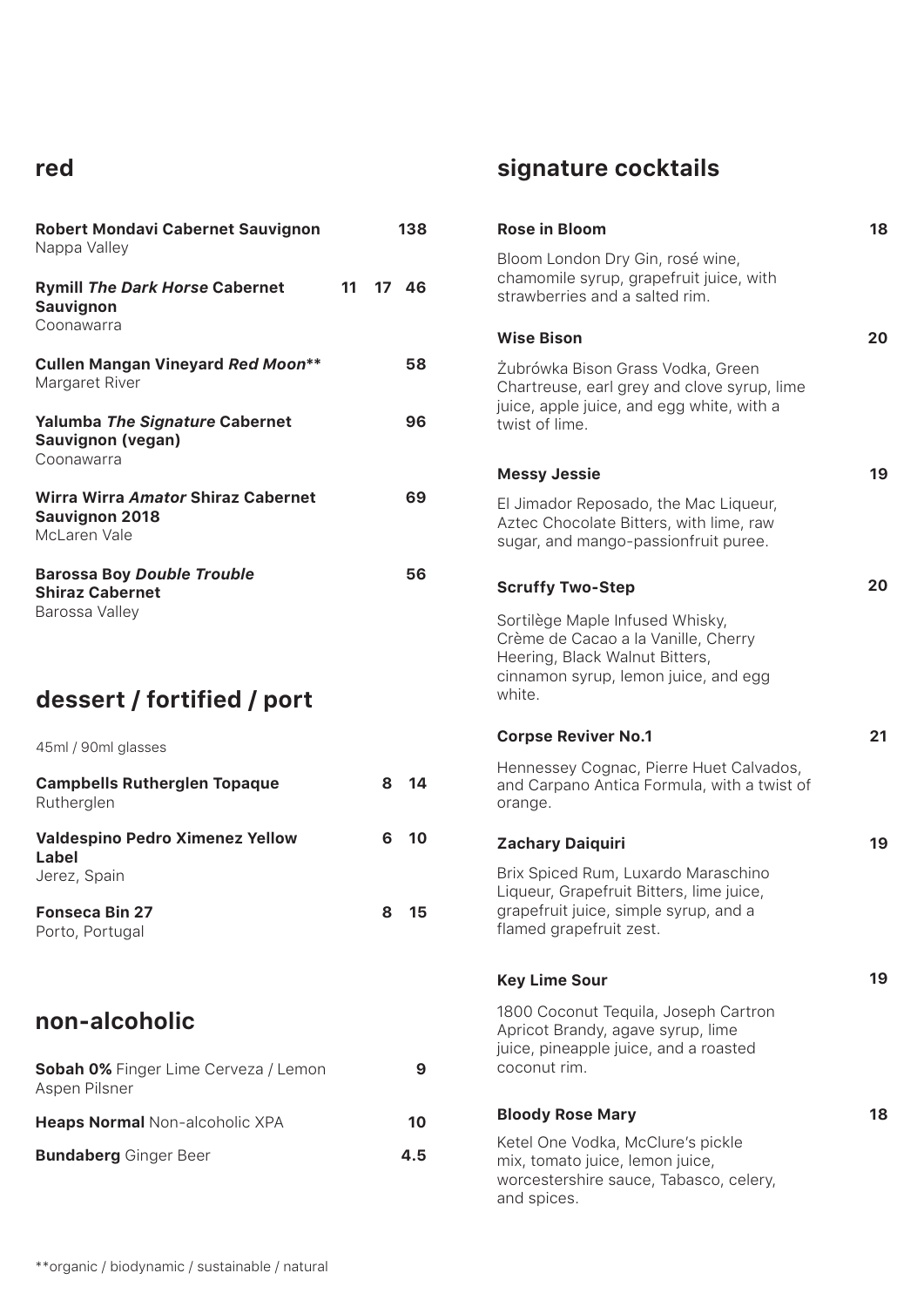## red

**Robert Mondavi Cabernet Sauvignon** 138
Nappa Valley

**Rymill *The Dark Horse* Cabernet Sauvignon** 11 17 46
Coonawarra

**Cullen Mangan Vineyard *Red Moon*\*\*** 58
Margaret River

**Yalumba *The Signature* Cabernet Sauvignon (vegan)** 96
Coonawarra

**Wirra Wirra *Amator* Shiraz Cabernet Sauvignon 2018** 69
McLaren Vale

**Barossa Boy *Double Trouble* Shiraz Cabernet** 56
Barossa Valley

## dessert / fortified / port

45ml / 90ml glasses

**Campbells Rutherglen Topaque** 8 14
Rutherglen

**Valdespino Pedro Ximenez Yellow Label** 6 10
Jerez, Spain

**Fonseca Bin 27** 8 15
Porto, Portugal

## non-alcoholic

**Sobah 0%** Finger Lime Cerveza / Lemon Aspen Pilsner 9

**Heaps Normal** Non-alcoholic XPA 10

**Bundaberg** Ginger Beer 4.5

## signature cocktails

**Rose in Bloom** 18

Bloom London Dry Gin, rosé wine, chamomile syrup, grapefruit juice, with strawberries and a salted rim.

**Wise Bison** 20

Żubrówka Bison Grass Vodka, Green Chartreuse, earl grey and clove syrup, lime juice, apple juice, and egg white, with a twist of lime.

**Messy Jessie** 19

El Jimador Reposado, the Mac Liqueur, Aztec Chocolate Bitters, with lime, raw sugar, and mango-passionfruit puree.

**Scruffy Two-Step** 20

Sortilège Maple Infused Whisky, Crème de Cacao a la Vanille, Cherry Heering, Black Walnut Bitters, cinnamon syrup, lemon juice, and egg white.

**Corpse Reviver No.1** 21

Hennessey Cognac, Pierre Huet Calvados, and Carpano Antica Formula, with a twist of orange.

**Zachary Daiquiri** 19

Brix Spiced Rum, Luxardo Maraschino Liqueur, Grapefruit Bitters, lime juice, grapefruit juice, simple syrup, and a flamed grapefruit zest.

**Key Lime Sour** 19

1800 Coconut Tequila, Joseph Cartron Apricot Brandy, agave syrup, lime juice, pineapple juice, and a roasted coconut rim.

**Bloody Rose Mary** 18

Ketel One Vodka, McClure's pickle mix, tomato juice, lemon juice, worcestershire sauce, Tabasco, celery, and spices.

\*\*organic / biodynamic / sustainable / natural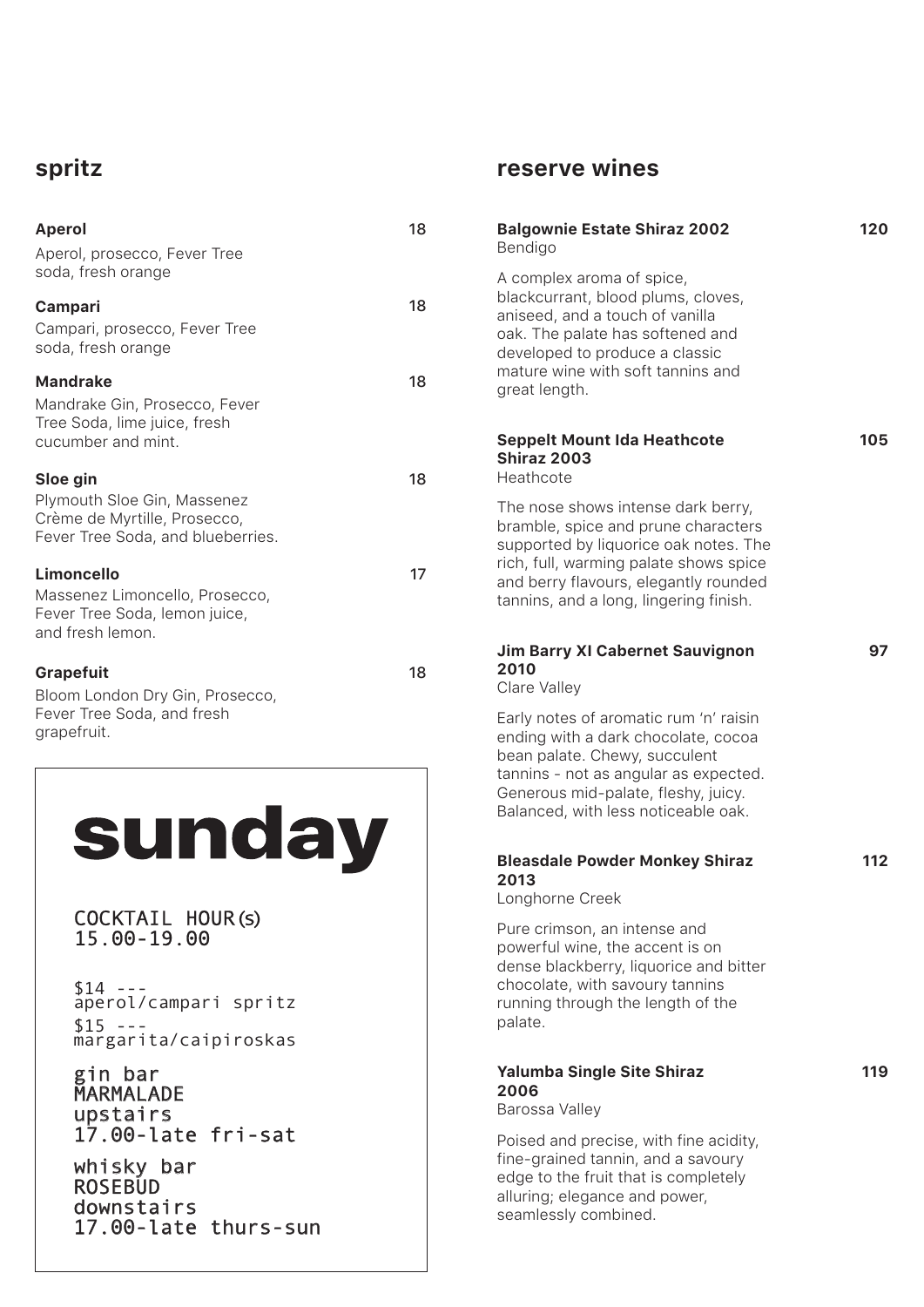## spritz

**Aperol** 18
Aperol, prosecco, Fever Tree soda, fresh orange

**Campari** 18
Campari, prosecco, Fever Tree soda, fresh orange

**Mandrake** 18
Mandrake Gin, Prosecco, Fever Tree Soda, lime juice, fresh cucumber and mint.

**Sloe gin** 18
Plymouth Sloe Gin, Massenez Crème de Myrtille, Prosecco, Fever Tree Soda, and blueberries.

**Limoncello** 17
Massenez Limoncello, Prosecco, Fever Tree Soda, lemon juice, and fresh lemon.

**Grapefuit** 18
Bloom London Dry Gin, Prosecco, Fever Tree Soda, and fresh grapefruit.

# sunday

COCKTAIL HOUR(s)
15.00-19.00

$14 ---
aperol/campari spritz

$15 ---
margarita/caipiroskas

gin bar
MARMALADE
upstairs
17.00-late fri-sat

whisky bar
ROSEBUD
downstairs
17.00-late thurs-sun

## reserve wines

**Balgownie Estate Shiraz 2002** 120
Bendigo

A complex aroma of spice, blackcurrant, blood plums, cloves, aniseed, and a touch of vanilla oak. The palate has softened and developed to produce a classic mature wine with soft tannins and great length.

**Seppelt Mount Ida Heathcote Shiraz 2003** 105
Heathcote

The nose shows intense dark berry, bramble, spice and prune characters supported by liquorice oak notes. The rich, full, warming palate shows spice and berry flavours, elegantly rounded tannins, and a long, lingering finish.

**Jim Barry XI Cabernet Sauvignon 2010** 97
Clare Valley

Early notes of aromatic rum 'n' raisin ending with a dark chocolate, cocoa bean palate. Chewy, succulent tannins - not as angular as expected. Generous mid-palate, fleshy, juicy. Balanced, with less noticeable oak.

**Bleasdale Powder Monkey Shiraz 2013** 112
Longhorne Creek

Pure crimson, an intense and powerful wine, the accent is on dense blackberry, liquorice and bitter chocolate, with savoury tannins running through the length of the palate.

**Yalumba Single Site Shiraz 2006** 119
Barossa Valley

Poised and precise, with fine acidity, fine-grained tannin, and a savoury edge to the fruit that is completely alluring; elegance and power, seamlessly combined.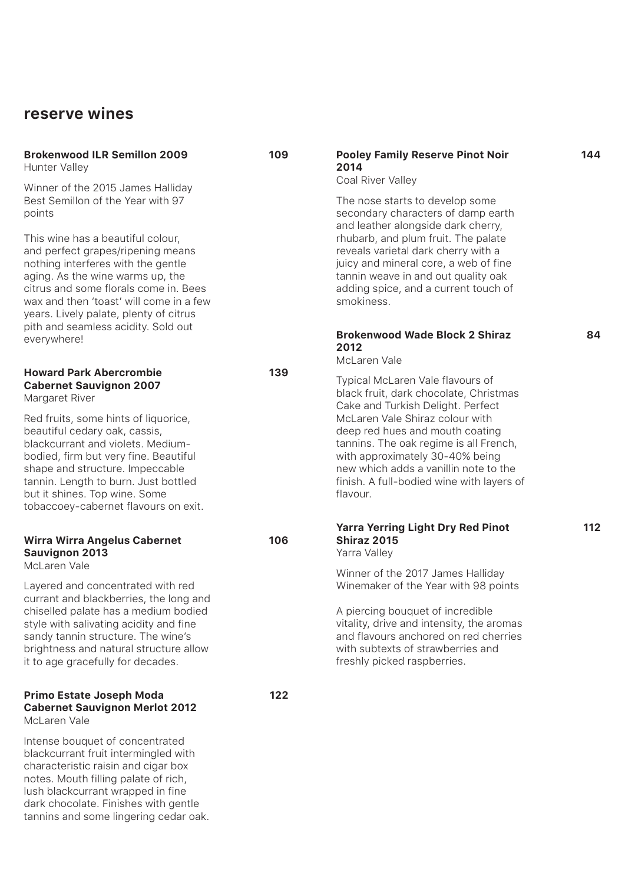## reserve wines

**Brokenwood ILR Semillon 2009** **109**
Hunter Valley

Winner of the 2015 James Halliday Best Semillon of the Year with 97 points

This wine has a beautiful colour, and perfect grapes/ripening means nothing interferes with the gentle aging. As the wine warms up, the citrus and some florals come in. Bees wax and then 'toast' will come in a few years. Lively palate, plenty of citrus pith and seamless acidity. Sold out everywhere!

**Howard Park Abercrombie Cabernet Sauvignon 2007** **139**
Margaret River

Red fruits, some hints of liquorice, beautiful cedary oak, cassis, blackcurrant and violets. Medium-bodied, firm but very fine. Beautiful shape and structure. Impeccable tannin. Length to burn. Just bottled but it shines. Top wine. Some tobaccoey-cabernet flavours on exit.

**Wirra Wirra Angelus Cabernet Sauvignon 2013** **106**
McLaren Vale

Layered and concentrated with red currant and blackberries, the long and chiselled palate has a medium bodied style with salivating acidity and fine sandy tannin structure. The wine's brightness and natural structure allow it to age gracefully for decades.

**Primo Estate Joseph Moda Cabernet Sauvignon Merlot 2012** **122**
McLaren Vale

Intense bouquet of concentrated blackcurrant fruit intermingled with characteristic raisin and cigar box notes. Mouth filling palate of rich, lush blackcurrant wrapped in fine dark chocolate. Finishes with gentle tannins and some lingering cedar oak.

**Pooley Family Reserve Pinot Noir 2014** **144**
Coal River Valley

The nose starts to develop some secondary characters of damp earth and leather alongside dark cherry, rhubarb, and plum fruit. The palate reveals varietal dark cherry with a juicy and mineral core, a web of fine tannin weave in and out quality oak adding spice, and a current touch of smokiness.

**Brokenwood Wade Block 2 Shiraz 2012** **84**
McLaren Vale

Typical McLaren Vale flavours of black fruit, dark chocolate, Christmas Cake and Turkish Delight. Perfect McLaren Vale Shiraz colour with deep red hues and mouth coating tannins. The oak regime is all French, with approximately 30-40% being new which adds a vanillin note to the finish. A full-bodied wine with layers of flavour.

**Yarra Yerring Light Dry Red Pinot Shiraz 2015** **112**
Yarra Valley

Winner of the 2017 James Halliday Winemaker of the Year with 98 points

A piercing bouquet of incredible vitality, drive and intensity, the aromas and flavours anchored on red cherries with subtexts of strawberries and freshly picked raspberries.